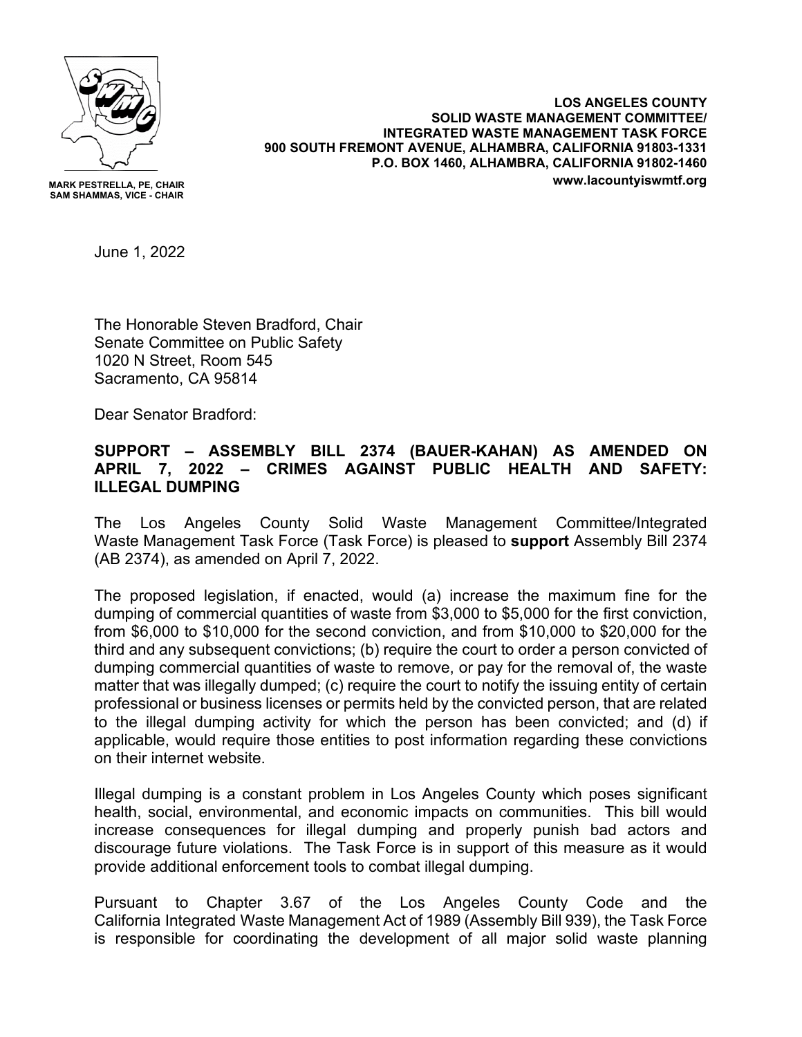MARK PESTRELLA, PE, CHAIR
SAM SHAMMAS, VICE - CHAIR

**LOS ANGELES COUNTY**
**SOLID WASTE MANAGEMENT COMMITTEE/**
**INTEGRATED WASTE MANAGEMENT TASK FORCE**
**900 SOUTH FREMONT AVENUE, ALHAMBRA, CALIFORNIA 91803-1331**
**P.O. BOX 1460, ALHAMBRA, CALIFORNIA 91802-1460**
**www.lacountyiswmtf.org**

June 1, 2022

The Honorable Steven Bradford, Chair
Senate Committee on Public Safety
1020 N Street, Room 545
Sacramento, CA 95814

Dear Senator Bradford:

**SUPPORT – ASSEMBLY BILL 2374 (BAUER-KAHAN) AS AMENDED ON APRIL 7, 2022 – CRIMES AGAINST PUBLIC HEALTH AND SAFETY: ILLEGAL DUMPING**

The Los Angeles County Solid Waste Management Committee/Integrated Waste Management Task Force (Task Force) is pleased to **support** Assembly Bill 2374 (AB 2374), as amended on April 7, 2022.

The proposed legislation, if enacted, would (a) increase the maximum fine for the dumping of commercial quantities of waste from $3,000 to $5,000 for the first conviction, from $6,000 to $10,000 for the second conviction, and from $10,000 to $20,000 for the third and any subsequent convictions; (b) require the court to order a person convicted of dumping commercial quantities of waste to remove, or pay for the removal of, the waste matter that was illegally dumped; (c) require the court to notify the issuing entity of certain professional or business licenses or permits held by the convicted person, that are related to the illegal dumping activity for which the person has been convicted; and (d) if applicable, would require those entities to post information regarding these convictions on their internet website.

Illegal dumping is a constant problem in Los Angeles County which poses significant health, social, environmental, and economic impacts on communities. This bill would increase consequences for illegal dumping and properly punish bad actors and discourage future violations. The Task Force is in support of this measure as it would provide additional enforcement tools to combat illegal dumping.

Pursuant to Chapter 3.67 of the Los Angeles County Code and the California Integrated Waste Management Act of 1989 (Assembly Bill 939), the Task Force is responsible for coordinating the development of all major solid waste planning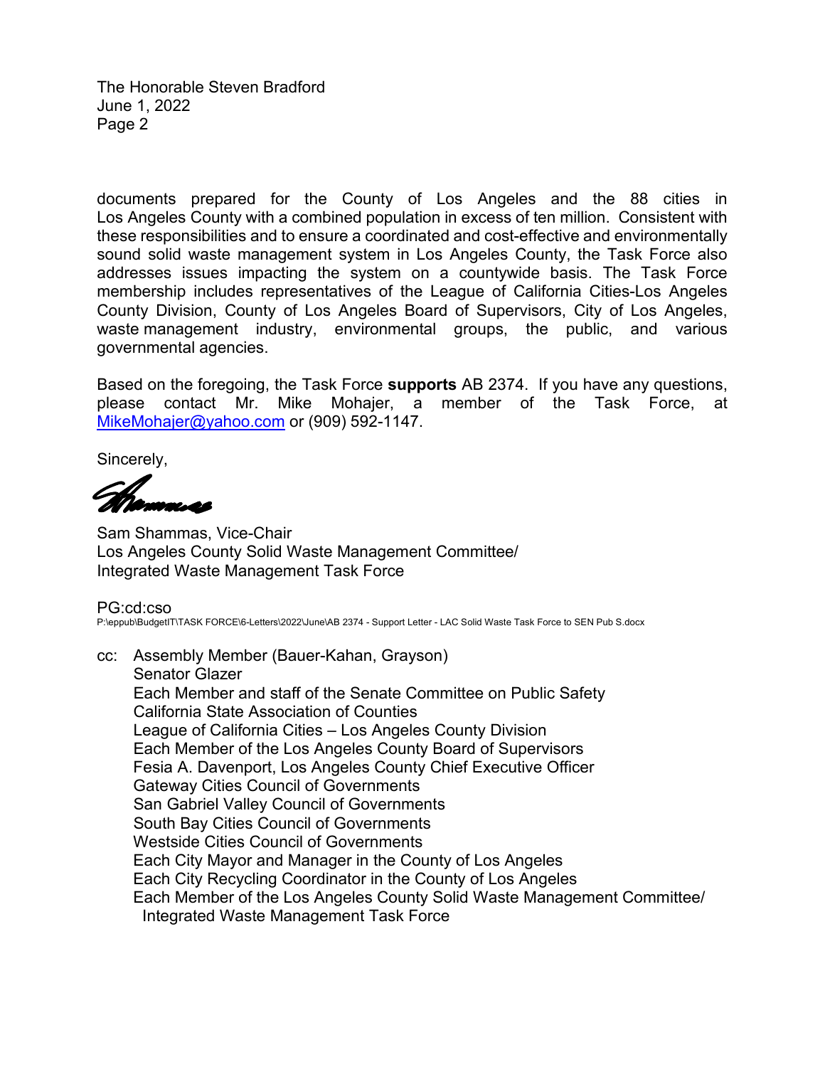The Honorable Steven Bradford
June 1, 2022
Page 2

documents prepared for the County of Los Angeles and the 88 cities in Los Angeles County with a combined population in excess of ten million. Consistent with these responsibilities and to ensure a coordinated and cost-effective and environmentally sound solid waste management system in Los Angeles County, the Task Force also addresses issues impacting the system on a countywide basis. The Task Force membership includes representatives of the League of California Cities-Los Angeles County Division, County of Los Angeles Board of Supervisors, City of Los Angeles, waste management industry, environmental groups, the public, and various governmental agencies.

Based on the foregoing, the Task Force **supports** AB 2374. If you have any questions, please contact Mr. Mike Mohajer, a member of the Task Force, at MikeMohajer@yahoo.com or (909) 592-1147.

Sincerely,

Sam Shammas, Vice-Chair
Los Angeles County Solid Waste Management Committee/
Integrated Waste Management Task Force

PG:cd:cso
P:\eppub\BudgetIT\TASK FORCE\6-Letters\2022\June\AB 2374 - Support Letter - LAC Solid Waste Task Force to SEN Pub S.docx

cc: Assembly Member (Bauer-Kahan, Grayson)
Senator Glazer
Each Member and staff of the Senate Committee on Public Safety
California State Association of Counties
League of California Cities – Los Angeles County Division
Each Member of the Los Angeles County Board of Supervisors
Fesia A. Davenport, Los Angeles County Chief Executive Officer
Gateway Cities Council of Governments
San Gabriel Valley Council of Governments
South Bay Cities Council of Governments
Westside Cities Council of Governments
Each City Mayor and Manager in the County of Los Angeles
Each City Recycling Coordinator in the County of Los Angeles
Each Member of the Los Angeles County Solid Waste Management Committee/
Integrated Waste Management Task Force